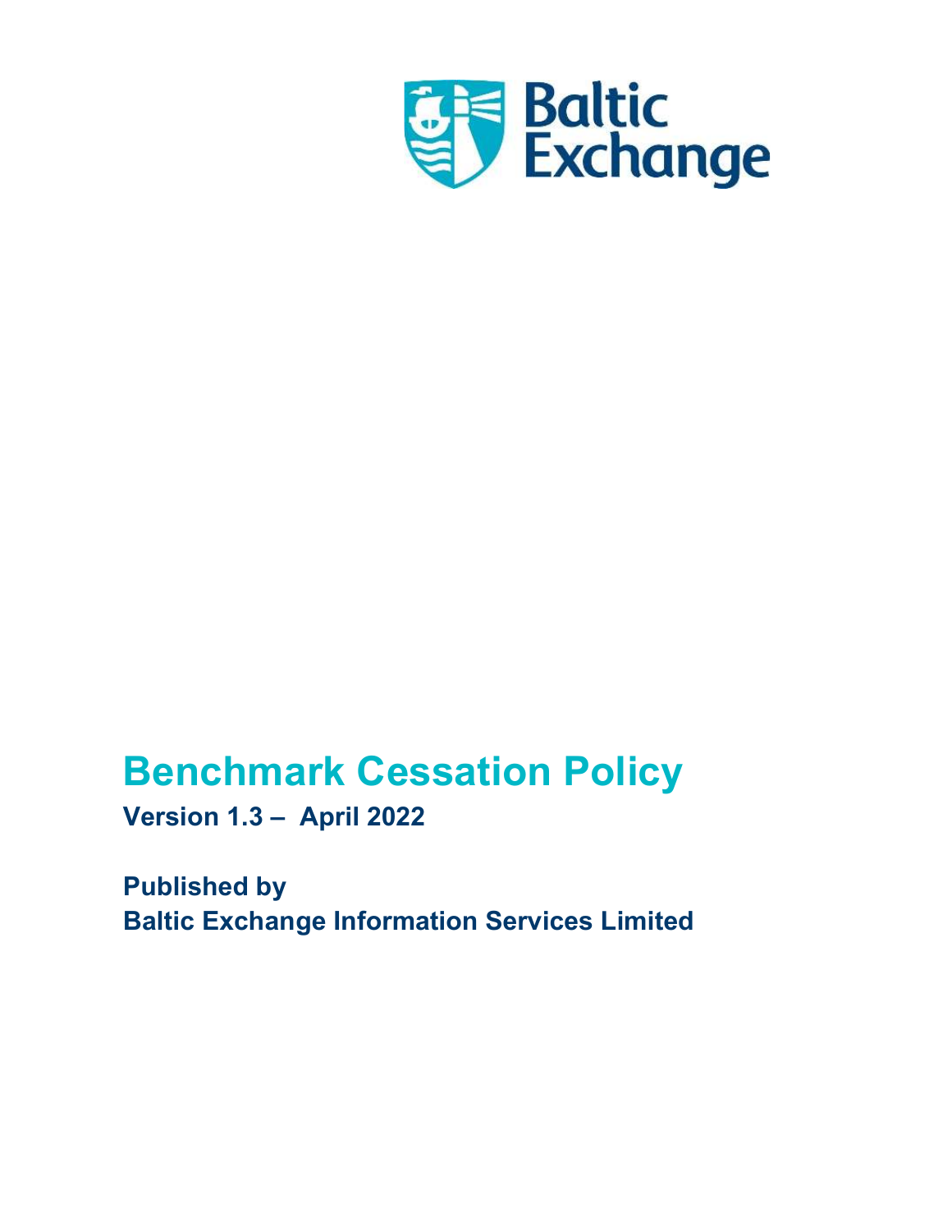Baltic Exchange

# Benchmark Cessation Policy

**Version 1.3 – April 2022**

**Published by**
**Baltic Exchange Information Services Limited**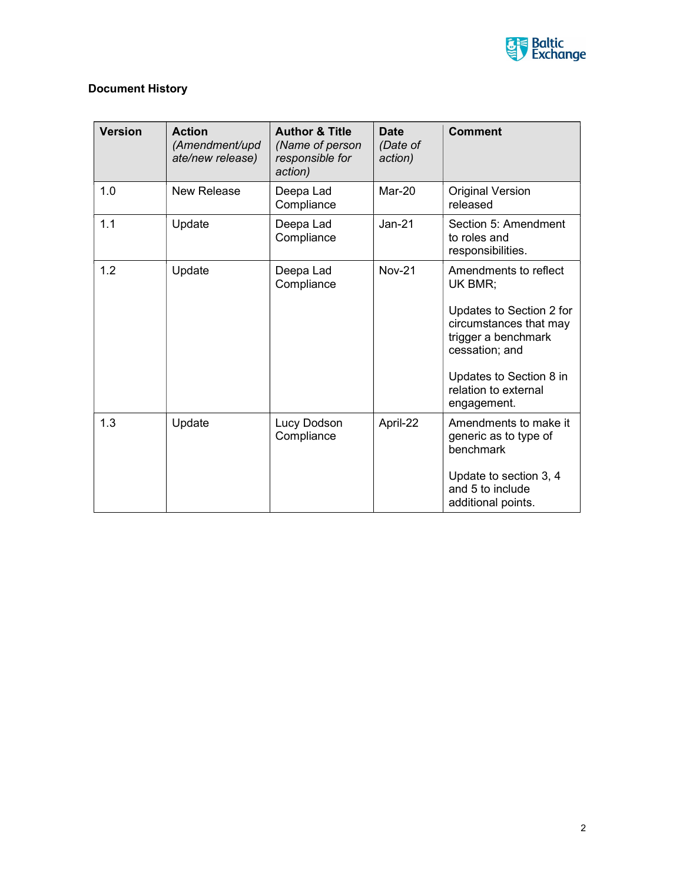**Document History**

| Version | Action *(Amendment/update/new release)* | Author & Title *(Name of person responsible for action)* | Date *(Date of action)* | Comment |
|---|---|---|---|---|
| 1.0 | New Release | Deepa Lad Compliance | Mar-20 | Original Version released |
| 1.1 | Update | Deepa Lad Compliance | Jan-21 | Section 5: Amendment to roles and responsibilities. |
| 1.2 | Update | Deepa Lad Compliance | Nov-21 | Amendments to reflect UK BMR; <br><br> Updates to Section 2 for circumstances that may trigger a benchmark cessation; and <br><br> Updates to Section 8 in relation to external engagement. |
| 1.3 | Update | Lucy Dodson Compliance | April-22 | Amendments to make it generic as to type of benchmark <br><br> Update to section 3, 4 and 5 to include additional points. |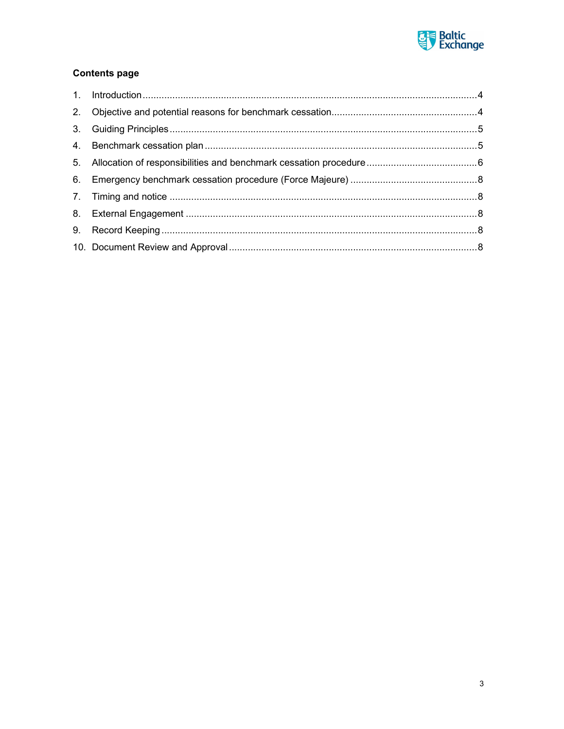**Contents page**

1. Introduction ........................................................................................................................4
2. Objective and potential reasons for benchmark cessation......................................................4
3. Guiding Principles ..................................................................................................................5
4. Benchmark cessation plan ......................................................................................................5
5. Allocation of responsibilities and benchmark cessation procedure ..........................................6
6. Emergency benchmark cessation procedure (Force Majeure) ................................................8
7. Timing and notice ..................................................................................................................8
8. External Engagement ............................................................................................................8
9. Record Keeping .....................................................................................................................8
10. Document Review and Approval ............................................................................................8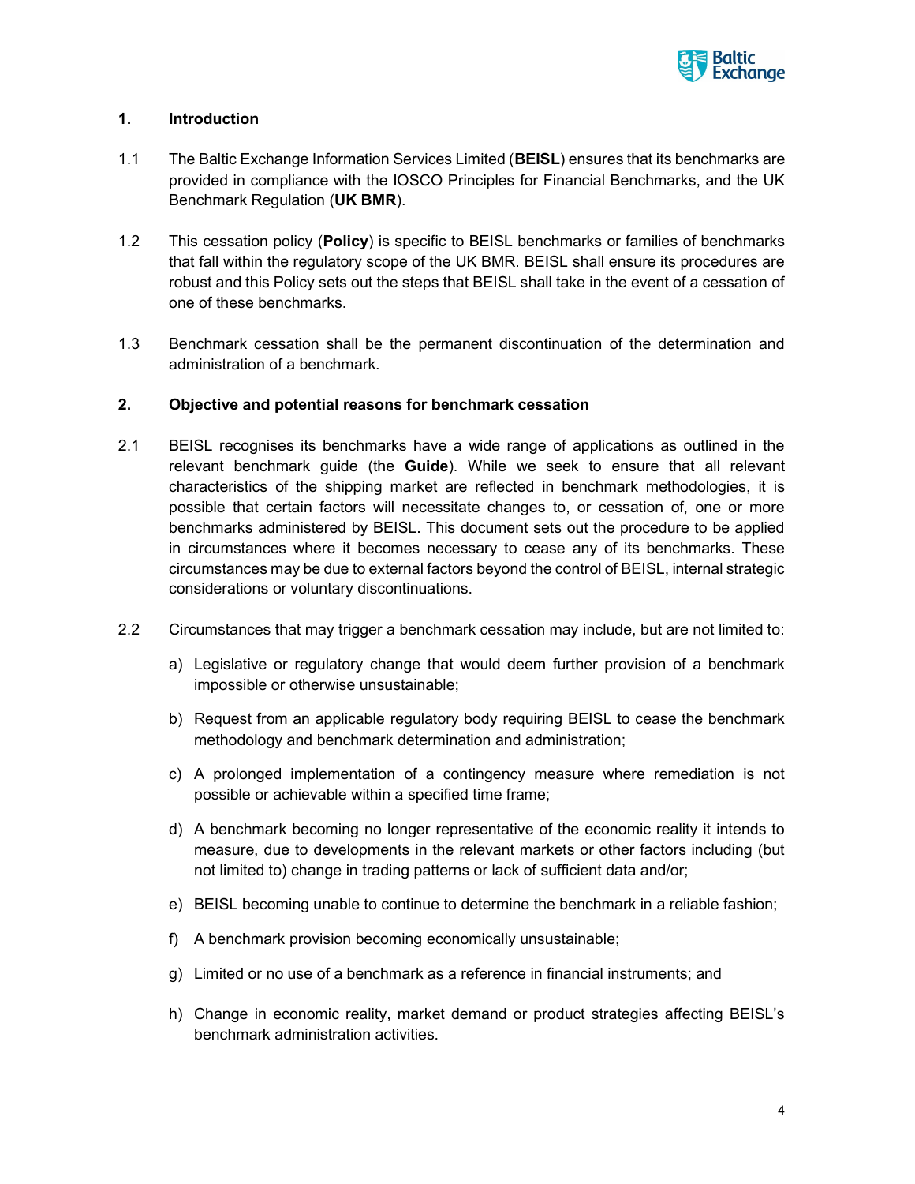## 1. Introduction

1.1 The Baltic Exchange Information Services Limited (**BEISL**) ensures that its benchmarks are provided in compliance with the IOSCO Principles for Financial Benchmarks, and the UK Benchmark Regulation (**UK BMR**).

1.2 This cessation policy (**Policy**) is specific to BEISL benchmarks or families of benchmarks that fall within the regulatory scope of the UK BMR. BEISL shall ensure its procedures are robust and this Policy sets out the steps that BEISL shall take in the event of a cessation of one of these benchmarks.

1.3 Benchmark cessation shall be the permanent discontinuation of the determination and administration of a benchmark.

## 2. Objective and potential reasons for benchmark cessation

2.1 BEISL recognises its benchmarks have a wide range of applications as outlined in the relevant benchmark guide (the **Guide**). While we seek to ensure that all relevant characteristics of the shipping market are reflected in benchmark methodologies, it is possible that certain factors will necessitate changes to, or cessation of, one or more benchmarks administered by BEISL. This document sets out the procedure to be applied in circumstances where it becomes necessary to cease any of its benchmarks. These circumstances may be due to external factors beyond the control of BEISL, internal strategic considerations or voluntary discontinuations.

2.2 Circumstances that may trigger a benchmark cessation may include, but are not limited to:

a) Legislative or regulatory change that would deem further provision of a benchmark impossible or otherwise unsustainable;

b) Request from an applicable regulatory body requiring BEISL to cease the benchmark methodology and benchmark determination and administration;

c) A prolonged implementation of a contingency measure where remediation is not possible or achievable within a specified time frame;

d) A benchmark becoming no longer representative of the economic reality it intends to measure, due to developments in the relevant markets or other factors including (but not limited to) change in trading patterns or lack of sufficient data and/or;

e) BEISL becoming unable to continue to determine the benchmark in a reliable fashion;

f) A benchmark provision becoming economically unsustainable;

g) Limited or no use of a benchmark as a reference in financial instruments; and

h) Change in economic reality, market demand or product strategies affecting BEISL's benchmark administration activities.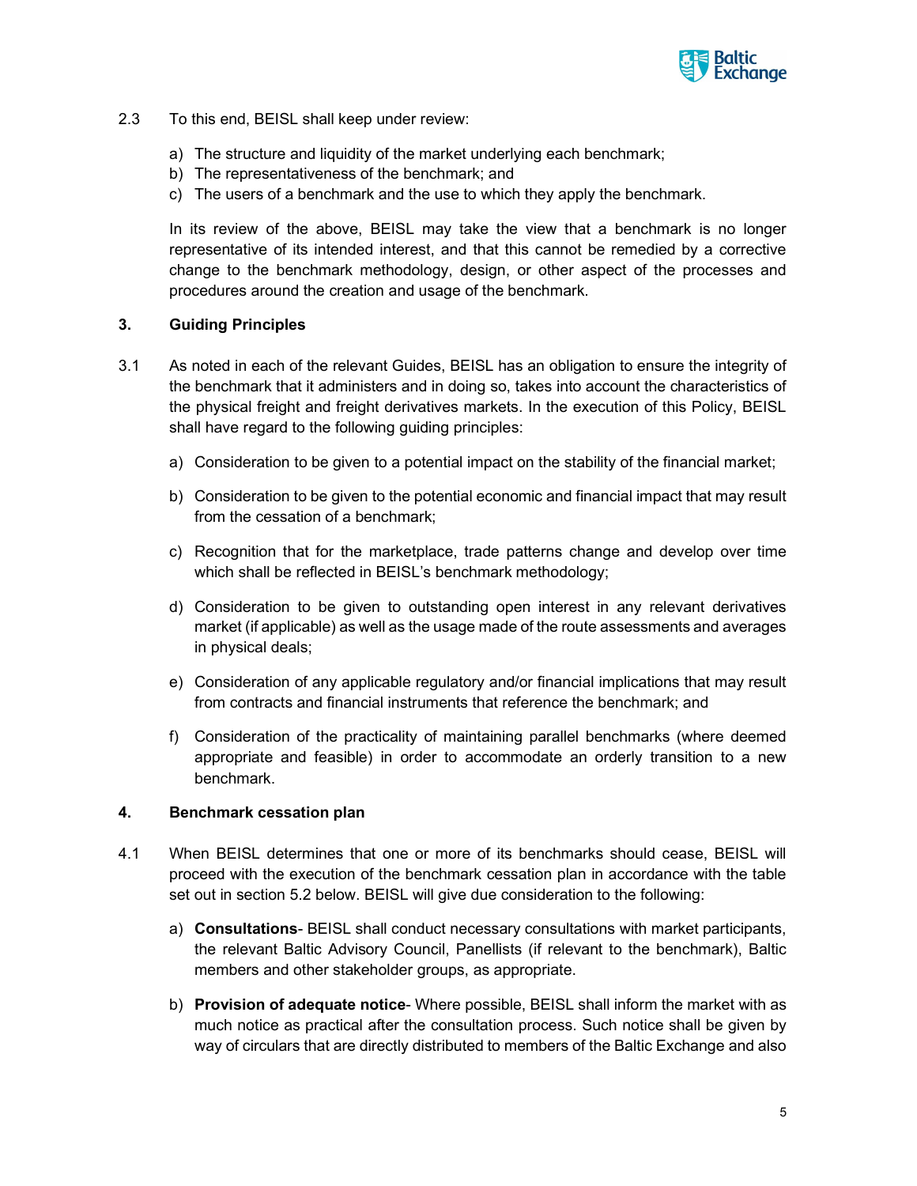2.3 To this end, BEISL shall keep under review:

a) The structure and liquidity of the market underlying each benchmark;
b) The representativeness of the benchmark; and
c) The users of a benchmark and the use to which they apply the benchmark.

In its review of the above, BEISL may take the view that a benchmark is no longer representative of its intended interest, and that this cannot be remedied by a corrective change to the benchmark methodology, design, or other aspect of the processes and procedures around the creation and usage of the benchmark.

## 3. Guiding Principles

3.1 As noted in each of the relevant Guides, BEISL has an obligation to ensure the integrity of the benchmark that it administers and in doing so, takes into account the characteristics of the physical freight and freight derivatives markets. In the execution of this Policy, BEISL shall have regard to the following guiding principles:

a) Consideration to be given to a potential impact on the stability of the financial market;

b) Consideration to be given to the potential economic and financial impact that may result from the cessation of a benchmark;

c) Recognition that for the marketplace, trade patterns change and develop over time which shall be reflected in BEISL's benchmark methodology;

d) Consideration to be given to outstanding open interest in any relevant derivatives market (if applicable) as well as the usage made of the route assessments and averages in physical deals;

e) Consideration of any applicable regulatory and/or financial implications that may result from contracts and financial instruments that reference the benchmark; and

f) Consideration of the practicality of maintaining parallel benchmarks (where deemed appropriate and feasible) in order to accommodate an orderly transition to a new benchmark.

## 4. Benchmark cessation plan

4.1 When BEISL determines that one or more of its benchmarks should cease, BEISL will proceed with the execution of the benchmark cessation plan in accordance with the table set out in section 5.2 below. BEISL will give due consideration to the following:

a) **Consultations**- BEISL shall conduct necessary consultations with market participants, the relevant Baltic Advisory Council, Panellists (if relevant to the benchmark), Baltic members and other stakeholder groups, as appropriate.

b) **Provision of adequate notice**- Where possible, BEISL shall inform the market with as much notice as practical after the consultation process. Such notice shall be given by way of circulars that are directly distributed to members of the Baltic Exchange and also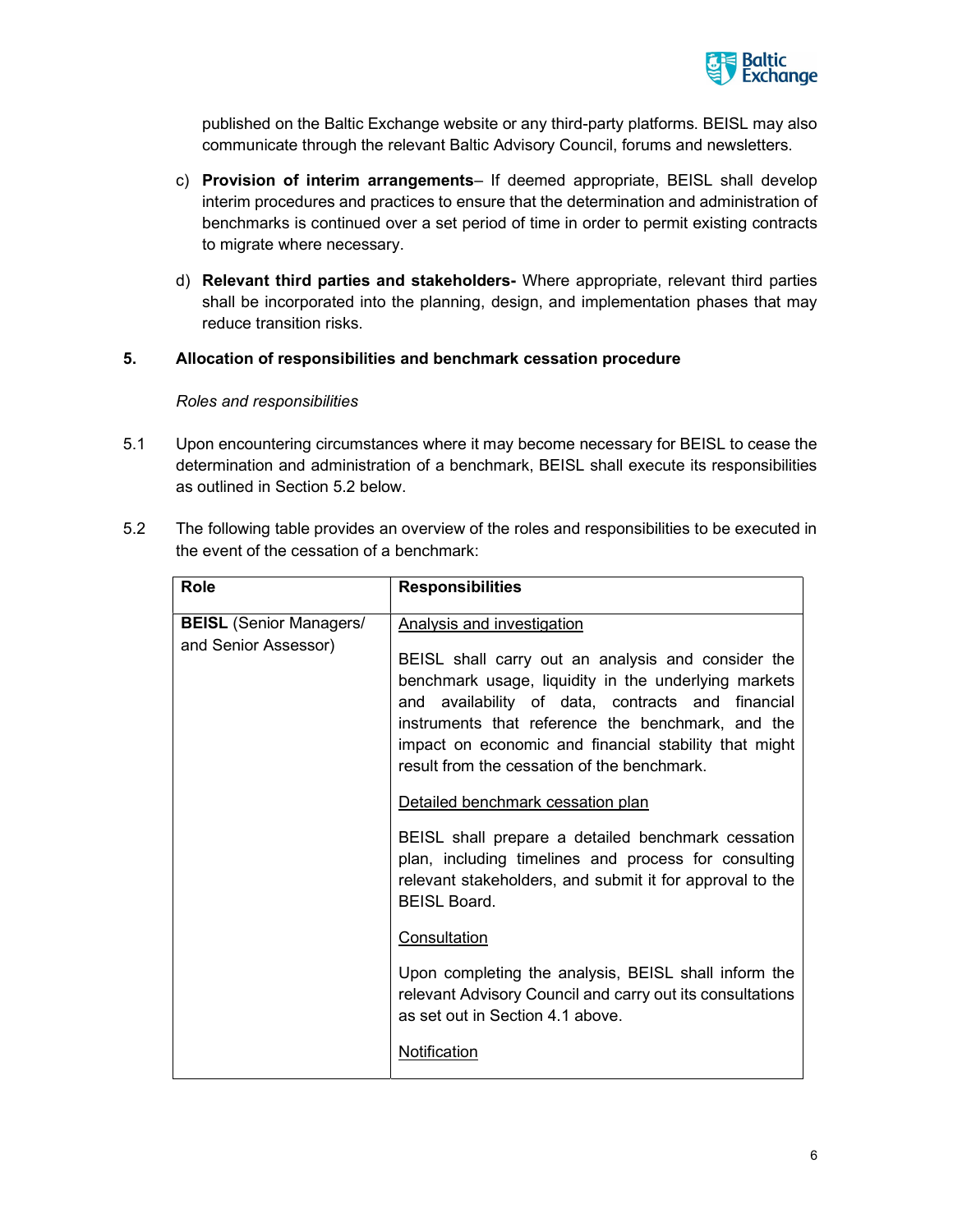published on the Baltic Exchange website or any third-party platforms. BEISL may also communicate through the relevant Baltic Advisory Council, forums and newsletters.

c) **Provision of interim arrangements**– If deemed appropriate, BEISL shall develop interim procedures and practices to ensure that the determination and administration of benchmarks is continued over a set period of time in order to permit existing contracts to migrate where necessary.

d) **Relevant third parties and stakeholders-** Where appropriate, relevant third parties shall be incorporated into the planning, design, and implementation phases that may reduce transition risks.

## 5. Allocation of responsibilities and benchmark cessation procedure

*Roles and responsibilities*

5.1 Upon encountering circumstances where it may become necessary for BEISL to cease the determination and administration of a benchmark, BEISL shall execute its responsibilities as outlined in Section 5.2 below.

5.2 The following table provides an overview of the roles and responsibilities to be executed in the event of the cessation of a benchmark:

| Role | Responsibilities |
|---|---|
| **BEISL** (Senior Managers/ and Senior Assessor) | <u>Analysis and investigation</u><br><br>BEISL shall carry out an analysis and consider the benchmark usage, liquidity in the underlying markets and availability of data, contracts and financial instruments that reference the benchmark, and the impact on economic and financial stability that might result from the cessation of the benchmark.<br><br><u>Detailed benchmark cessation plan</u><br><br>BEISL shall prepare a detailed benchmark cessation plan, including timelines and process for consulting relevant stakeholders, and submit it for approval to the BEISL Board.<br><br><u>Consultation</u><br><br>Upon completing the analysis, BEISL shall inform the relevant Advisory Council and carry out its consultations as set out in Section 4.1 above.<br><br><u>Notification</u> |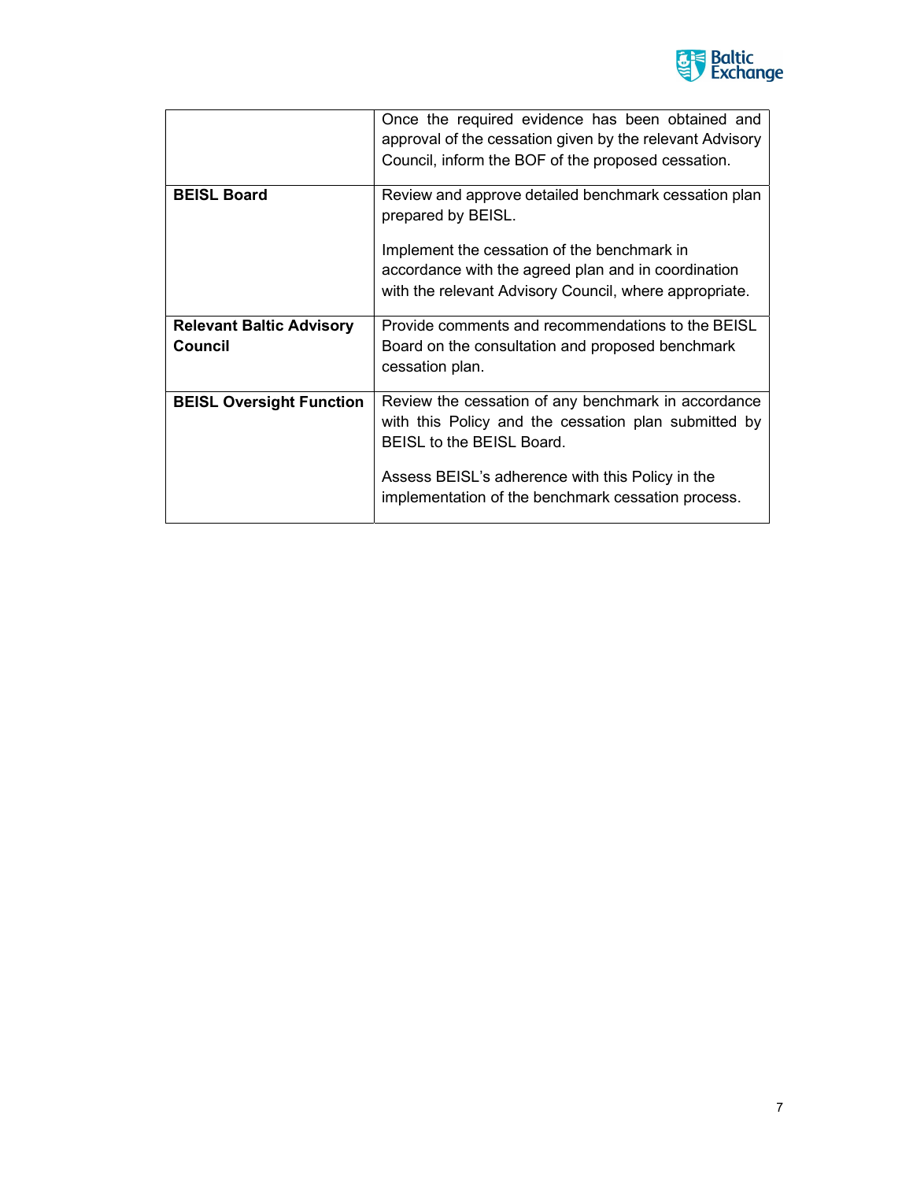| | |
|---|---|
| | Once the required evidence has been obtained and approval of the cessation given by the relevant Advisory Council, inform the BOF of the proposed cessation. |
| **BEISL Board** | Review and approve detailed benchmark cessation plan prepared by BEISL.<br><br>Implement the cessation of the benchmark in accordance with the agreed plan and in coordination with the relevant Advisory Council, where appropriate. |
| **Relevant Baltic Advisory Council** | Provide comments and recommendations to the BEISL Board on the consultation and proposed benchmark cessation plan. |
| **BEISL Oversight Function** | Review the cessation of any benchmark in accordance with this Policy and the cessation plan submitted by BEISL to the BEISL Board.<br><br>Assess BEISL's adherence with this Policy in the implementation of the benchmark cessation process. |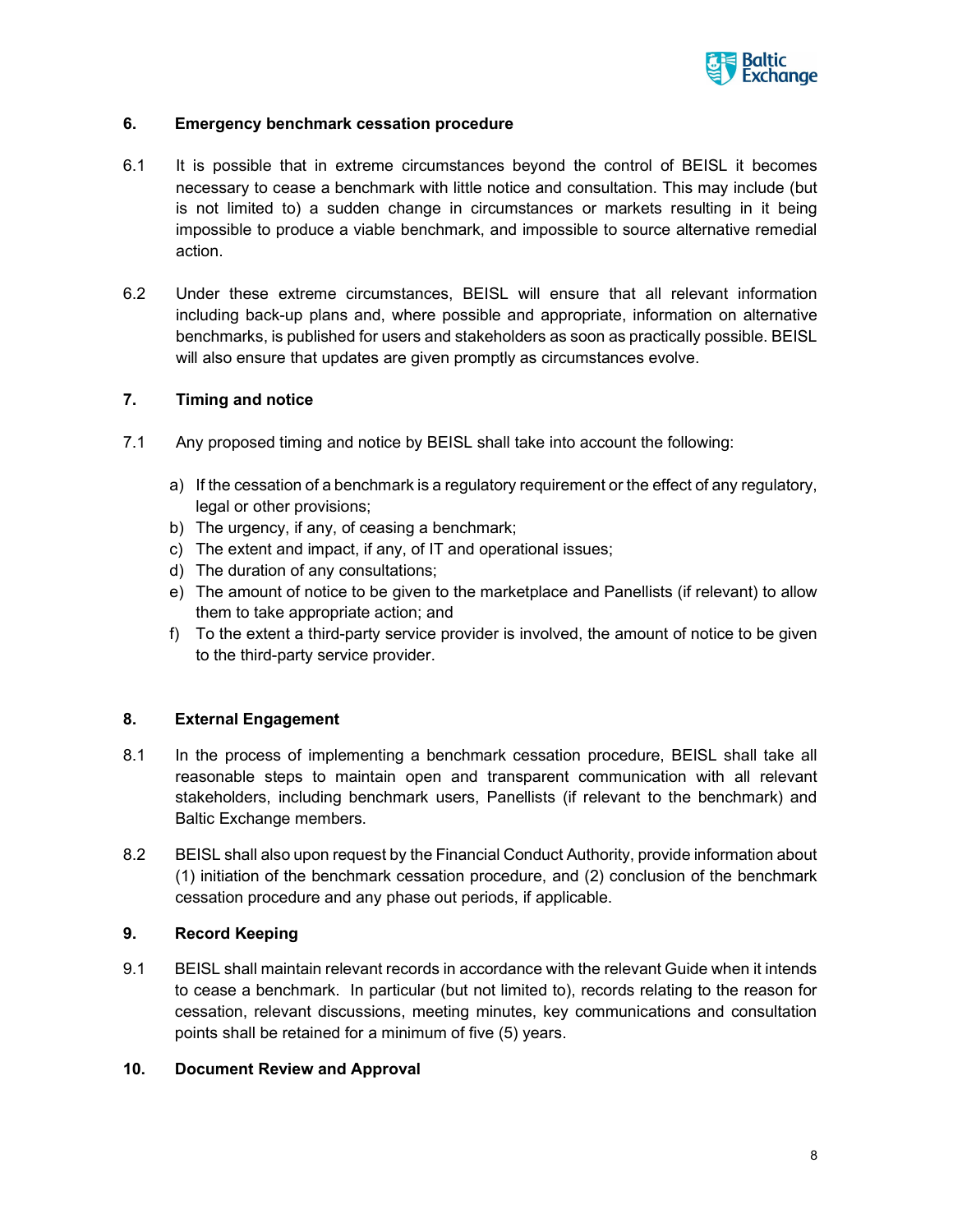## 6. Emergency benchmark cessation procedure

6.1 It is possible that in extreme circumstances beyond the control of BEISL it becomes necessary to cease a benchmark with little notice and consultation. This may include (but is not limited to) a sudden change in circumstances or markets resulting in it being impossible to produce a viable benchmark, and impossible to source alternative remedial action.

6.2 Under these extreme circumstances, BEISL will ensure that all relevant information including back-up plans and, where possible and appropriate, information on alternative benchmarks, is published for users and stakeholders as soon as practically possible. BEISL will also ensure that updates are given promptly as circumstances evolve.

## 7. Timing and notice

7.1 Any proposed timing and notice by BEISL shall take into account the following:

a) If the cessation of a benchmark is a regulatory requirement or the effect of any regulatory, legal or other provisions;
b) The urgency, if any, of ceasing a benchmark;
c) The extent and impact, if any, of IT and operational issues;
d) The duration of any consultations;
e) The amount of notice to be given to the marketplace and Panellists (if relevant) to allow them to take appropriate action; and
f) To the extent a third-party service provider is involved, the amount of notice to be given to the third-party service provider.

## 8. External Engagement

8.1 In the process of implementing a benchmark cessation procedure, BEISL shall take all reasonable steps to maintain open and transparent communication with all relevant stakeholders, including benchmark users, Panellists (if relevant to the benchmark) and Baltic Exchange members.

8.2 BEISL shall also upon request by the Financial Conduct Authority, provide information about (1) initiation of the benchmark cessation procedure, and (2) conclusion of the benchmark cessation procedure and any phase out periods, if applicable.

## 9. Record Keeping

9.1 BEISL shall maintain relevant records in accordance with the relevant Guide when it intends to cease a benchmark. In particular (but not limited to), records relating to the reason for cessation, relevant discussions, meeting minutes, key communications and consultation points shall be retained for a minimum of five (5) years.

## 10. Document Review and Approval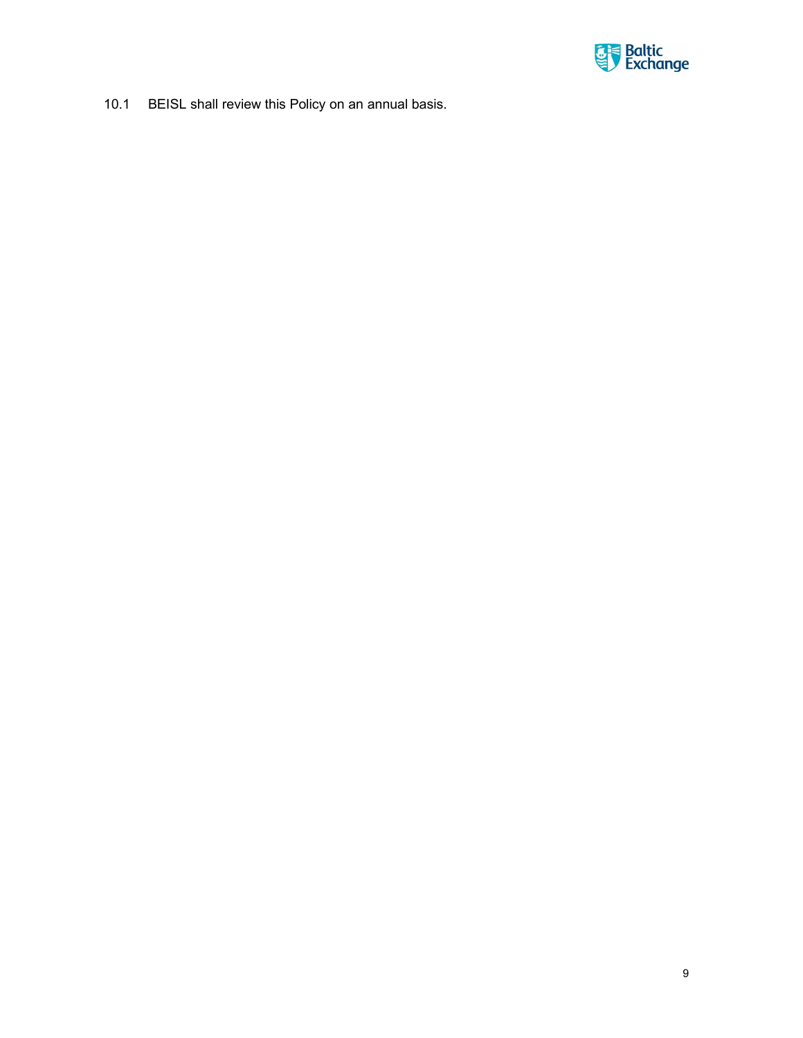10.1 BEISL shall review this Policy on an annual basis.